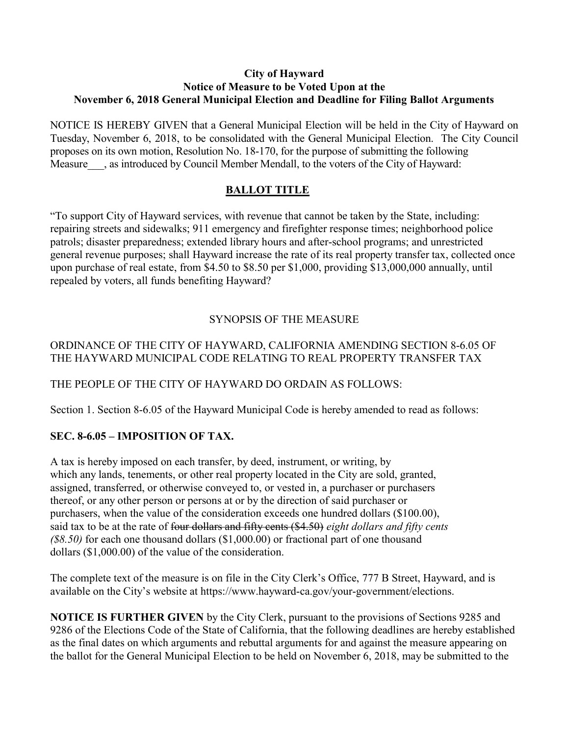**City of Hayward**
**Notice of Measure to be Voted Upon at the**
**November 6, 2018 General Municipal Election and Deadline for Filing Ballot Arguments**

NOTICE IS HEREBY GIVEN that a General Municipal Election will be held in the City of Hayward on Tuesday, November 6, 2018, to be consolidated with the General Municipal Election. The City Council proposes on its own motion, Resolution No. 18-170, for the purpose of submitting the following Measure___, as introduced by Council Member Mendall, to the voters of the City of Hayward:

## BALLOT TITLE

"To support City of Hayward services, with revenue that cannot be taken by the State, including: repairing streets and sidewalks; 911 emergency and firefighter response times; neighborhood police patrols; disaster preparedness; extended library hours and after-school programs; and unrestricted general revenue purposes; shall Hayward increase the rate of its real property transfer tax, collected once upon purchase of real estate, from $4.50 to $8.50 per $1,000, providing $13,000,000 annually, until repealed by voters, all funds benefiting Hayward?

SYNOPSIS OF THE MEASURE

ORDINANCE OF THE CITY OF HAYWARD, CALIFORNIA AMENDING SECTION 8-6.05 OF THE HAYWARD MUNICIPAL CODE RELATING TO REAL PROPERTY TRANSFER TAX

THE PEOPLE OF THE CITY OF HAYWARD DO ORDAIN AS FOLLOWS:

Section 1. Section 8-6.05 of the Hayward Municipal Code is hereby amended to read as follows:

**SEC. 8-6.05 – IMPOSITION OF TAX.**

A tax is hereby imposed on each transfer, by deed, instrument, or writing, by which any lands, tenements, or other real property located in the City are sold, granted, assigned, transferred, or otherwise conveyed to, or vested in, a purchaser or purchasers thereof, or any other person or persons at or by the direction of said purchaser or purchasers, when the value of the consideration exceeds one hundred dollars ($100.00), said tax to be at the rate of ~~four dollars and fifty cents ($4.50)~~ *eight dollars and fifty cents ($8.50)* for each one thousand dollars ($1,000.00) or fractional part of one thousand dollars ($1,000.00) of the value of the consideration.

The complete text of the measure is on file in the City Clerk's Office, 777 B Street, Hayward, and is available on the City's website at https://www.hayward-ca.gov/your-government/elections.

**NOTICE IS FURTHER GIVEN** by the City Clerk, pursuant to the provisions of Sections 9285 and 9286 of the Elections Code of the State of California, that the following deadlines are hereby established as the final dates on which arguments and rebuttal arguments for and against the measure appearing on the ballot for the General Municipal Election to be held on November 6, 2018, may be submitted to the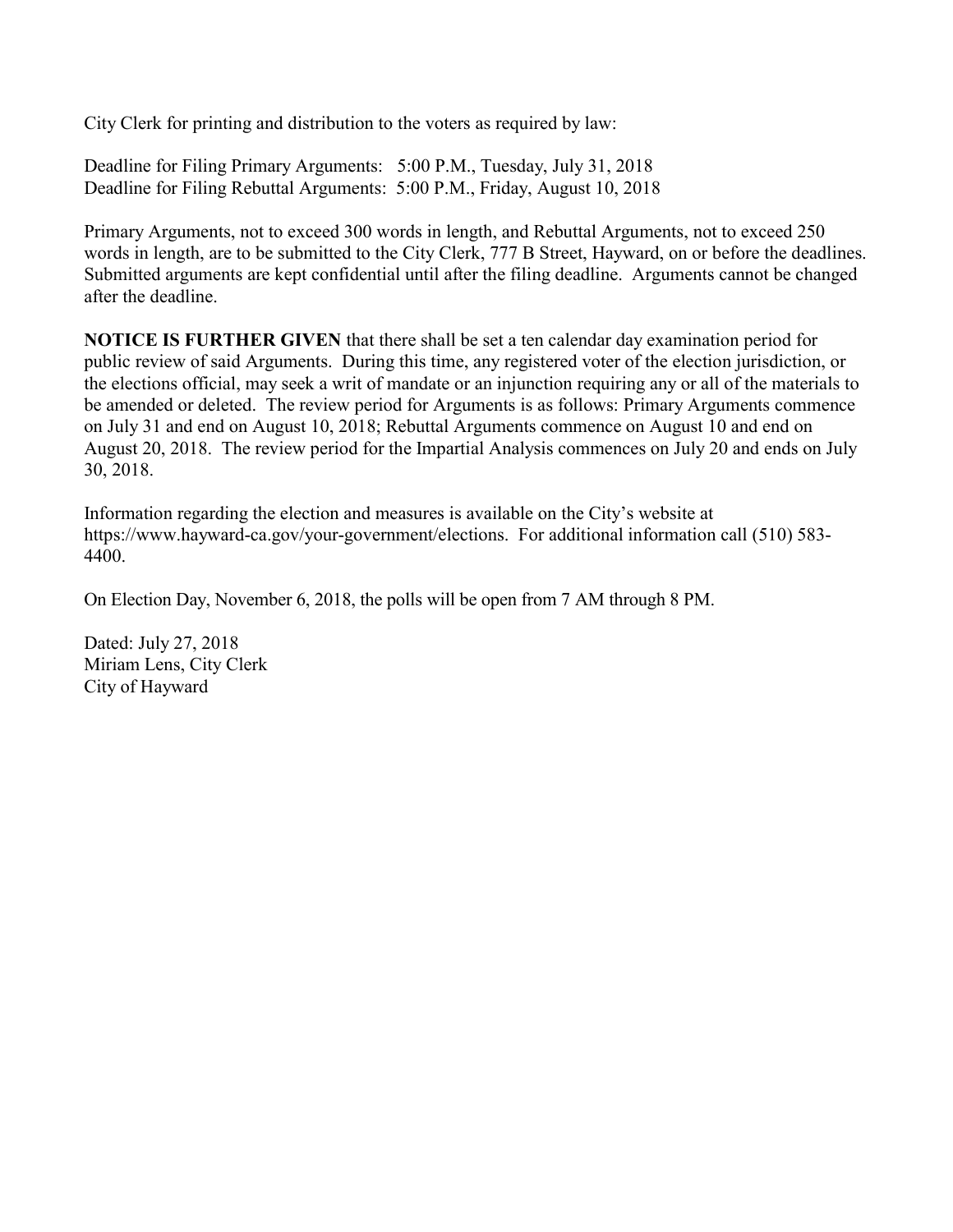City Clerk for printing and distribution to the voters as required by law:

Deadline for Filing Primary Arguments: 5:00 P.M., Tuesday, July 31, 2018
Deadline for Filing Rebuttal Arguments: 5:00 P.M., Friday, August 10, 2018

Primary Arguments, not to exceed 300 words in length, and Rebuttal Arguments, not to exceed 250 words in length, are to be submitted to the City Clerk, 777 B Street, Hayward, on or before the deadlines. Submitted arguments are kept confidential until after the filing deadline. Arguments cannot be changed after the deadline.

**NOTICE IS FURTHER GIVEN** that there shall be set a ten calendar day examination period for public review of said Arguments. During this time, any registered voter of the election jurisdiction, or the elections official, may seek a writ of mandate or an injunction requiring any or all of the materials to be amended or deleted. The review period for Arguments is as follows: Primary Arguments commence on July 31 and end on August 10, 2018; Rebuttal Arguments commence on August 10 and end on August 20, 2018. The review period for the Impartial Analysis commences on July 20 and ends on July 30, 2018.

Information regarding the election and measures is available on the City's website at https://www.hayward-ca.gov/your-government/elections. For additional information call (510) 583-4400.

On Election Day, November 6, 2018, the polls will be open from 7 AM through 8 PM.

Dated: July 27, 2018
Miriam Lens, City Clerk
City of Hayward